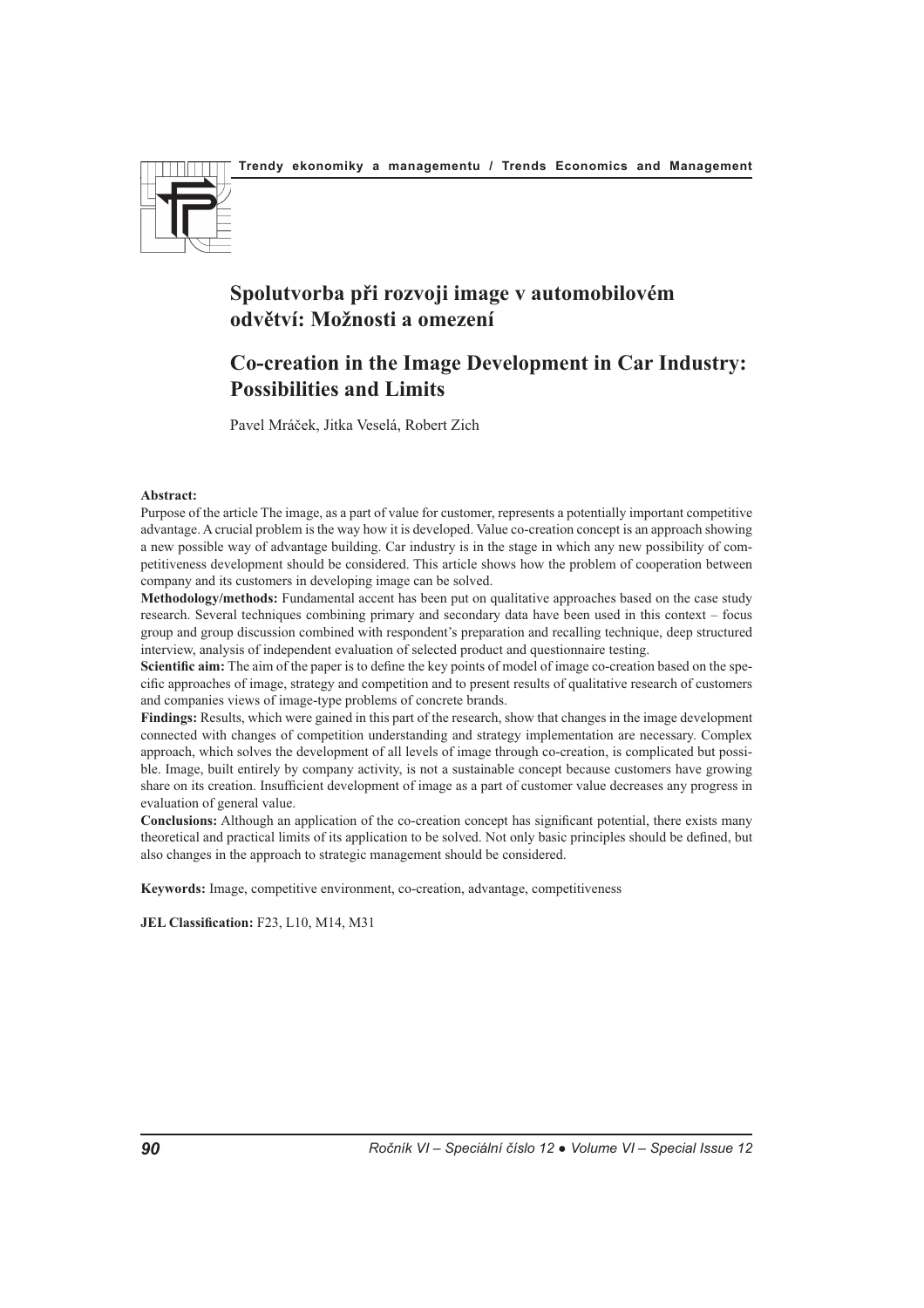# Spolutvorba při rozvoji image v automobilovém odvětví: Možnosti a omezení

# Co-creation in the Image Development in Car Industry: Possibilities and Limits

Pavel Mráček, Jitka Veselá, Robert Zich

**Abstract:**

Purpose of the article The image, as a part of value for customer, represents a potentially important competitive advantage. A crucial problem is the way how it is developed. Value co-creation concept is an approach showing a new possible way of advantage building. Car industry is in the stage in which any new possibility of competitiveness development should be considered. This article shows how the problem of cooperation between company and its customers in developing image can be solved.

**Methodology/methods:** Fundamental accent has been put on qualitative approaches based on the case study research. Several techniques combining primary and secondary data have been used in this context – focus group and group discussion combined with respondent's preparation and recalling technique, deep structured interview, analysis of independent evaluation of selected product and questionnaire testing.

**Scientific aim:** The aim of the paper is to define the key points of model of image co-creation based on the specific approaches of image, strategy and competition and to present results of qualitative research of customers and companies views of image-type problems of concrete brands.

**Findings:** Results, which were gained in this part of the research, show that changes in the image development connected with changes of competition understanding and strategy implementation are necessary. Complex approach, which solves the development of all levels of image through co-creation, is complicated but possible. Image, built entirely by company activity, is not a sustainable concept because customers have growing share on its creation. Insufficient development of image as a part of customer value decreases any progress in evaluation of general value.

**Conclusions:** Although an application of the co-creation concept has significant potential, there exists many theoretical and practical limits of its application to be solved. Not only basic principles should be defined, but also changes in the approach to strategic management should be considered.

**Keywords:** Image, competitive environment, co-creation, advantage, competitiveness

**JEL Classification:** F23, L10, M14, M31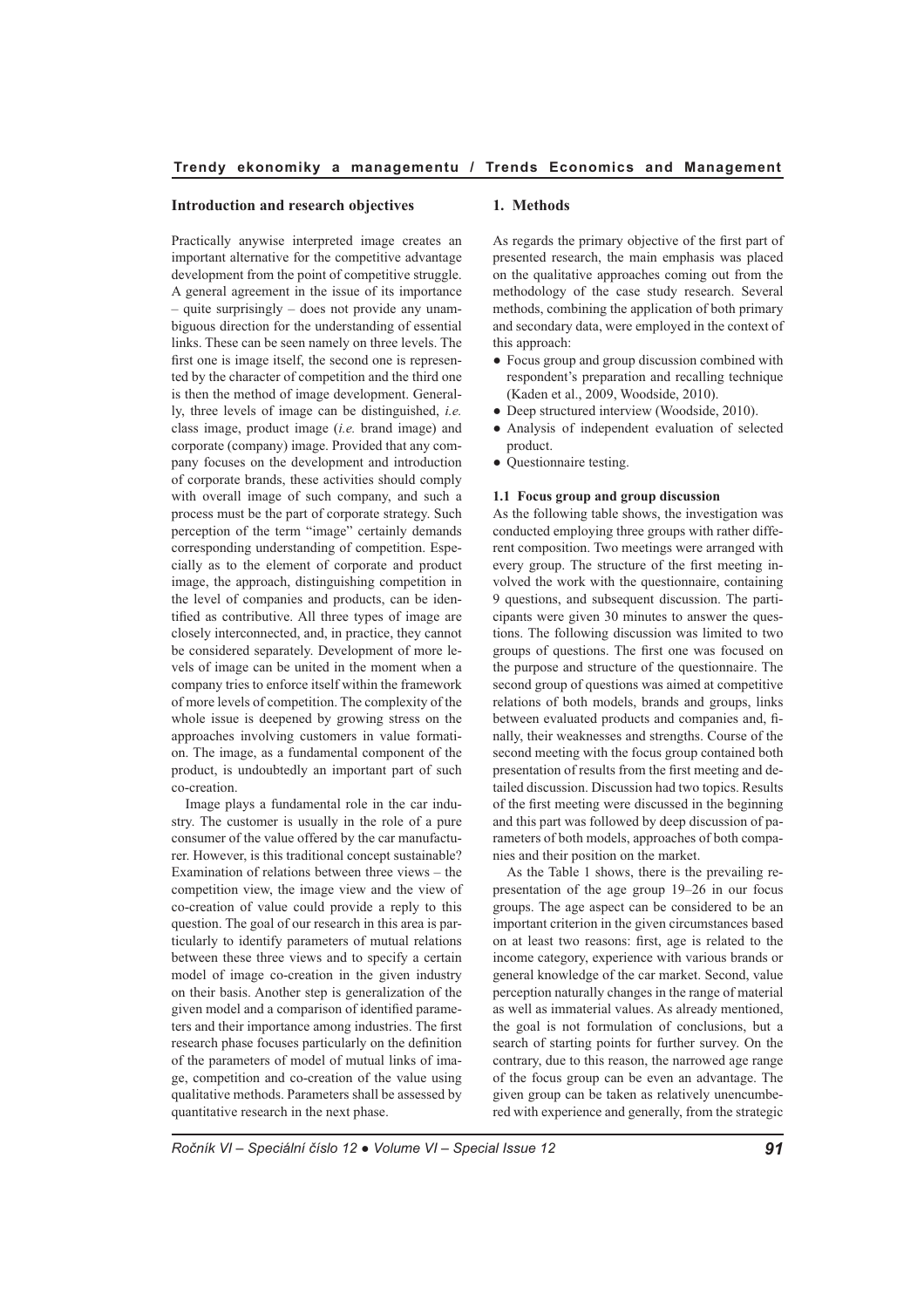## Introduction and research objectives

Practically anywise interpreted image creates an important alternative for the competitive advantage development from the point of competitive struggle. A general agreement in the issue of its importance – quite surprisingly – does not provide any unambiguous direction for the understanding of essential links. These can be seen namely on three levels. The first one is image itself, the second one is represented by the character of competition and the third one is then the method of image development. Generally, three levels of image can be distinguished, *i.e.* class image, product image (*i.e.* brand image) and corporate (company) image. Provided that any company focuses on the development and introduction of corporate brands, these activities should comply with overall image of such company, and such a process must be the part of corporate strategy. Such perception of the term "image" certainly demands corresponding understanding of competition. Especially as to the element of corporate and product image, the approach, distinguishing competition in the level of companies and products, can be identified as contributive. All three types of image are closely interconnected, and, in practice, they cannot be considered separately. Development of more levels of image can be united in the moment when a company tries to enforce itself within the framework of more levels of competition. The complexity of the whole issue is deepened by growing stress on the approaches involving customers in value formation. The image, as a fundamental component of the product, is undoubtedly an important part of such co-creation.

Image plays a fundamental role in the car industry. The customer is usually in the role of a pure consumer of the value offered by the car manufacturer. However, is this traditional concept sustainable? Examination of relations between three views – the competition view, the image view and the view of co-creation of value could provide a reply to this question. The goal of our research in this area is particularly to identify parameters of mutual relations between these three views and to specify a certain model of image co-creation in the given industry on their basis. Another step is generalization of the given model and a comparison of identified parameters and their importance among industries. The first research phase focuses particularly on the definition of the parameters of model of mutual links of image, competition and co-creation of the value using qualitative methods. Parameters shall be assessed by quantitative research in the next phase.

## 1. Methods

As regards the primary objective of the first part of presented research, the main emphasis was placed on the qualitative approaches coming out from the methodology of the case study research. Several methods, combining the application of both primary and secondary data, were employed in the context of this approach:

- Focus group and group discussion combined with respondent's preparation and recalling technique (Kaden et al., 2009, Woodside, 2010).
- Deep structured interview (Woodside, 2010).
- Analysis of independent evaluation of selected product.
- Questionnaire testing.

### 1.1 Focus group and group discussion

As the following table shows, the investigation was conducted employing three groups with rather different composition. Two meetings were arranged with every group. The structure of the first meeting involved the work with the questionnaire, containing 9 questions, and subsequent discussion. The participants were given 30 minutes to answer the questions. The following discussion was limited to two groups of questions. The first one was focused on the purpose and structure of the questionnaire. The second group of questions was aimed at competitive relations of both models, brands and groups, links between evaluated products and companies and, finally, their weaknesses and strengths. Course of the second meeting with the focus group contained both presentation of results from the first meeting and detailed discussion. Discussion had two topics. Results of the first meeting were discussed in the beginning and this part was followed by deep discussion of parameters of both models, approaches of both companies and their position on the market.

As the Table 1 shows, there is the prevailing representation of the age group 19–26 in our focus groups. The age aspect can be considered to be an important criterion in the given circumstances based on at least two reasons: first, age is related to the income category, experience with various brands or general knowledge of the car market. Second, value perception naturally changes in the range of material as well as immaterial values. As already mentioned, the goal is not formulation of conclusions, but a search of starting points for further survey. On the contrary, due to this reason, the narrowed age range of the focus group can be even an advantage. The given group can be taken as relatively unencumbered with experience and generally, from the strategic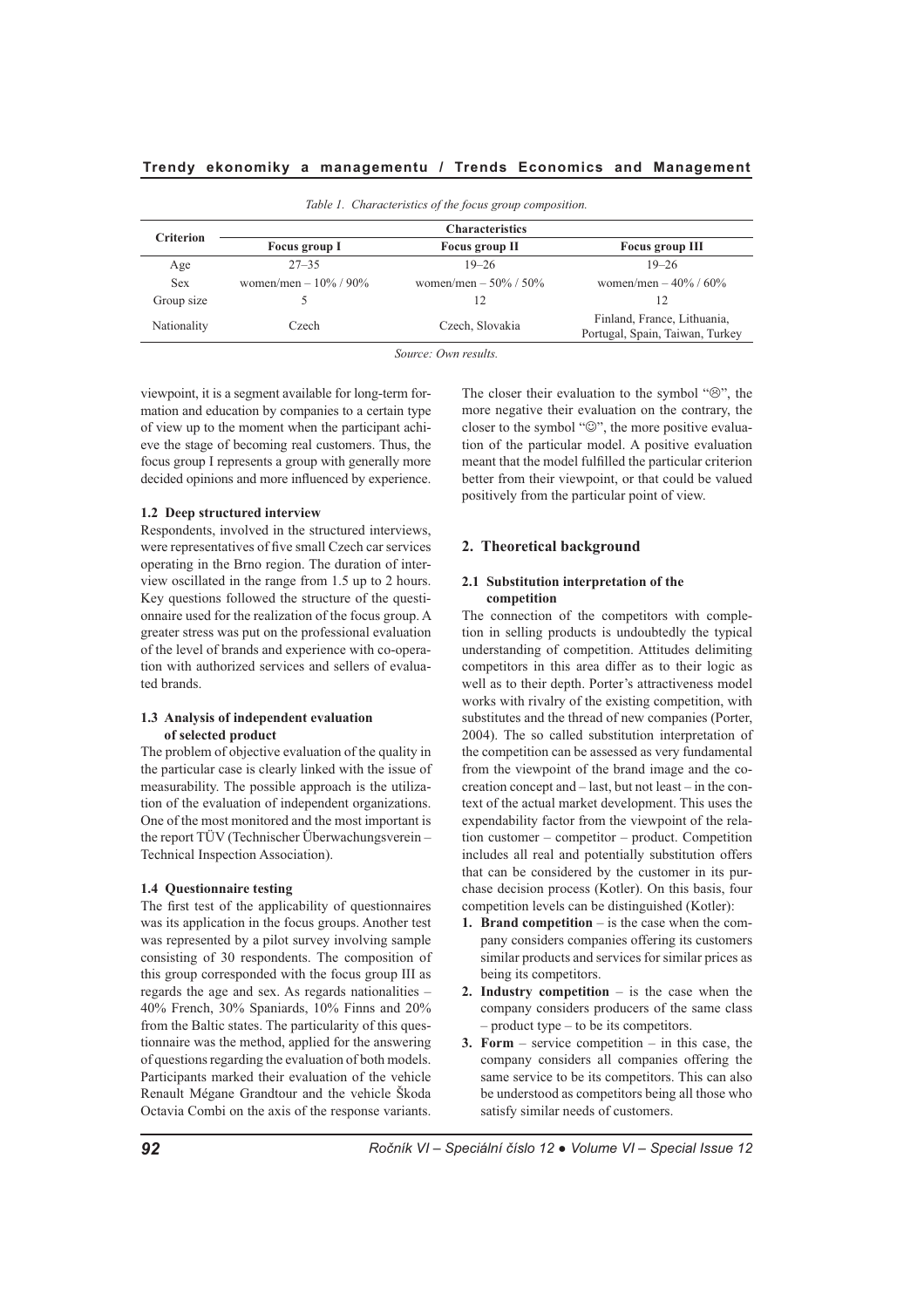*Table 1. Characteristics of the focus group composition.*

| Criterion | Characteristics | | |
|---|---|---|---|
| | Focus group I | Focus group II | Focus group III |
| Age | 27–35 | 19–26 | 19–26 |
| Sex | women/men – 10% / 90% | women/men – 50% / 50% | women/men – 40% / 60% |
| Group size | 5 | 12 | 12 |
| Nationality | Czech | Czech, Slovakia | Finland, France, Lithuania, Portugal, Spain, Taiwan, Turkey |

*Source: Own results.*

viewpoint, it is a segment available for long-term formation and education by companies to a certain type of view up to the moment when the participant achieve the stage of becoming real customers. Thus, the focus group I represents a group with generally more decided opinions and more influenced by experience.

### 1.2 Deep structured interview

Respondents, involved in the structured interviews, were representatives of five small Czech car services operating in the Brno region. The duration of interview oscillated in the range from 1.5 up to 2 hours. Key questions followed the structure of the questionnaire used for the realization of the focus group. A greater stress was put on the professional evaluation of the level of brands and experience with co-operation with authorized services and sellers of evaluated brands.

### 1.3 Analysis of independent evaluation of selected product

The problem of objective evaluation of the quality in the particular case is clearly linked with the issue of measurability. The possible approach is the utilization of the evaluation of independent organizations. One of the most monitored and the most important is the report TÜV (Technischer Überwachungsverein – Technical Inspection Association).

### 1.4 Questionnaire testing

The first test of the applicability of questionnaires was its application in the focus groups. Another test was represented by a pilot survey involving sample consisting of 30 respondents. The composition of this group corresponded with the focus group III as regards the age and sex. As regards nationalities – 40% French, 30% Spaniards, 10% Finns and 20% from the Baltic states. The particularity of this questionnaire was the method, applied for the answering of questions regarding the evaluation of both models. Participants marked their evaluation of the vehicle Renault Mégane Grandtour and the vehicle Škoda Octavia Combi on the axis of the response variants. The closer their evaluation to the symbol "☹", the more negative their evaluation on the contrary, the closer to the symbol "☺", the more positive evaluation of the particular model. A positive evaluation meant that the model fulfilled the particular criterion better from their viewpoint, or that could be valued positively from the particular point of view.

## 2. Theoretical background

### 2.1 Substitution interpretation of the competition

The connection of the competitors with completion in selling products is undoubtedly the typical understanding of competition. Attitudes delimiting competitors in this area differ as to their logic as well as to their depth. Porter's attractiveness model works with rivalry of the existing competition, with substitutes and the thread of new companies (Porter, 2004). The so called substitution interpretation of the competition can be assessed as very fundamental from the viewpoint of the brand image and the co-creation concept and – last, but not least – in the context of the actual market development. This uses the expendability factor from the viewpoint of the relation customer – competitor – product. Competition includes all real and potentially substitution offers that can be considered by the customer in its purchase decision process (Kotler). On this basis, four competition levels can be distinguished (Kotler):

1. **Brand competition** – is the case when the company considers companies offering its customers similar products and services for similar prices as being its competitors.
2. **Industry competition** – is the case when the company considers producers of the same class – product type – to be its competitors.
3. **Form** – service competition – in this case, the company considers all companies offering the same service to be its competitors. This can also be understood as competitors being all those who satisfy similar needs of customers.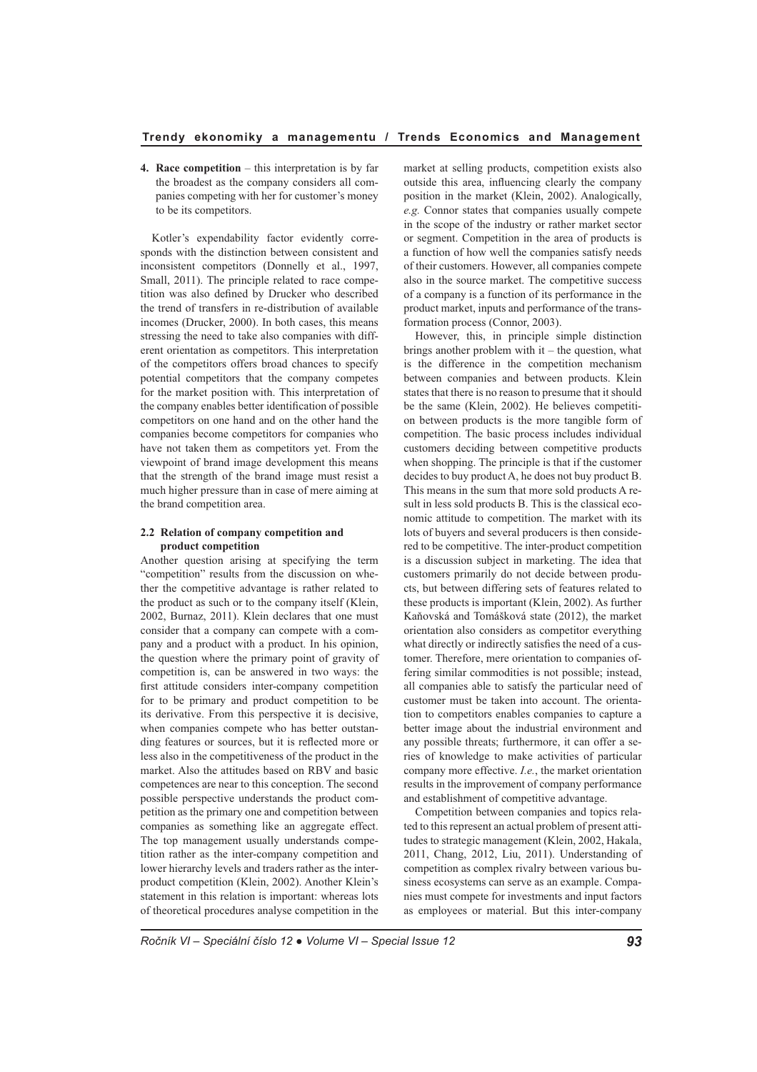4. **Race competition** – this interpretation is by far the broadest as the company considers all companies competing with her for customer's money to be its competitors.

Kotler's expendability factor evidently corresponds with the distinction between consistent and inconsistent competitors (Donnelly et al., 1997, Small, 2011). The principle related to race competition was also defined by Drucker who described the trend of transfers in re-distribution of available incomes (Drucker, 2000). In both cases, this means stressing the need to take also companies with different orientation as competitors. This interpretation of the competitors offers broad chances to specify potential competitors that the company competes for the market position with. This interpretation of the company enables better identification of possible competitors on one hand and on the other hand the companies become competitors for companies who have not taken them as competitors yet. From the viewpoint of brand image development this means that the strength of the brand image must resist a much higher pressure than in case of mere aiming at the brand competition area.

### 2.2 Relation of company competition and product competition

Another question arising at specifying the term "competition" results from the discussion on whether the competitive advantage is rather related to the product as such or to the company itself (Klein, 2002, Burnaz, 2011). Klein declares that one must consider that a company can compete with a company and a product with a product. In his opinion, the question where the primary point of gravity of competition is, can be answered in two ways: the first attitude considers inter-company competition for to be primary and product competition to be its derivative. From this perspective it is decisive, when companies compete who has better outstanding features or sources, but it is reflected more or less also in the competitiveness of the product in the market. Also the attitudes based on RBV and basic competences are near to this conception. The second possible perspective understands the product competition as the primary one and competition between companies as something like an aggregate effect. The top management usually understands competition rather as the inter-company competition and lower hierarchy levels and traders rather as the inter-product competition (Klein, 2002). Another Klein's statement in this relation is important: whereas lots of theoretical procedures analyse competition in the market at selling products, competition exists also outside this area, influencing clearly the company position in the market (Klein, 2002). Analogically, *e.g.* Connor states that companies usually compete in the scope of the industry or rather market sector or segment. Competition in the area of products is a function of how well the companies satisfy needs of their customers. However, all companies compete also in the source market. The competitive success of a company is a function of its performance in the product market, inputs and performance of the transformation process (Connor, 2003).

However, this, in principle simple distinction brings another problem with it – the question, what is the difference in the competition mechanism between companies and between products. Klein states that there is no reason to presume that it should be the same (Klein, 2002). He believes competition between products is the more tangible form of competition. The basic process includes individual customers deciding between competitive products when shopping. The principle is that if the customer decides to buy product A, he does not buy product B. This means in the sum that more sold products A result in less sold products B. This is the classical economic attitude to competition. The market with its lots of buyers and several producers is then considered to be competitive. The inter-product competition is a discussion subject in marketing. The idea that customers primarily do not decide between products, but between differing sets of features related to these products is important (Klein, 2002). As further Kaňovská and Tomášková state (2012), the market orientation also considers as competitor everything what directly or indirectly satisfies the need of a customer. Therefore, mere orientation to companies offering similar commodities is not possible; instead, all companies able to satisfy the particular need of customer must be taken into account. The orientation to competitors enables companies to capture a better image about the industrial environment and any possible threats; furthermore, it can offer a series of knowledge to make activities of particular company more effective. *I.e.*, the market orientation results in the improvement of company performance and establishment of competitive advantage.

Competition between companies and topics related to this represent an actual problem of present attitudes to strategic management (Klein, 2002, Hakala, 2011, Chang, 2012, Liu, 2011). Understanding of competition as complex rivalry between various business ecosystems can serve as an example. Companies must compete for investments and input factors as employees or material. But this inter-company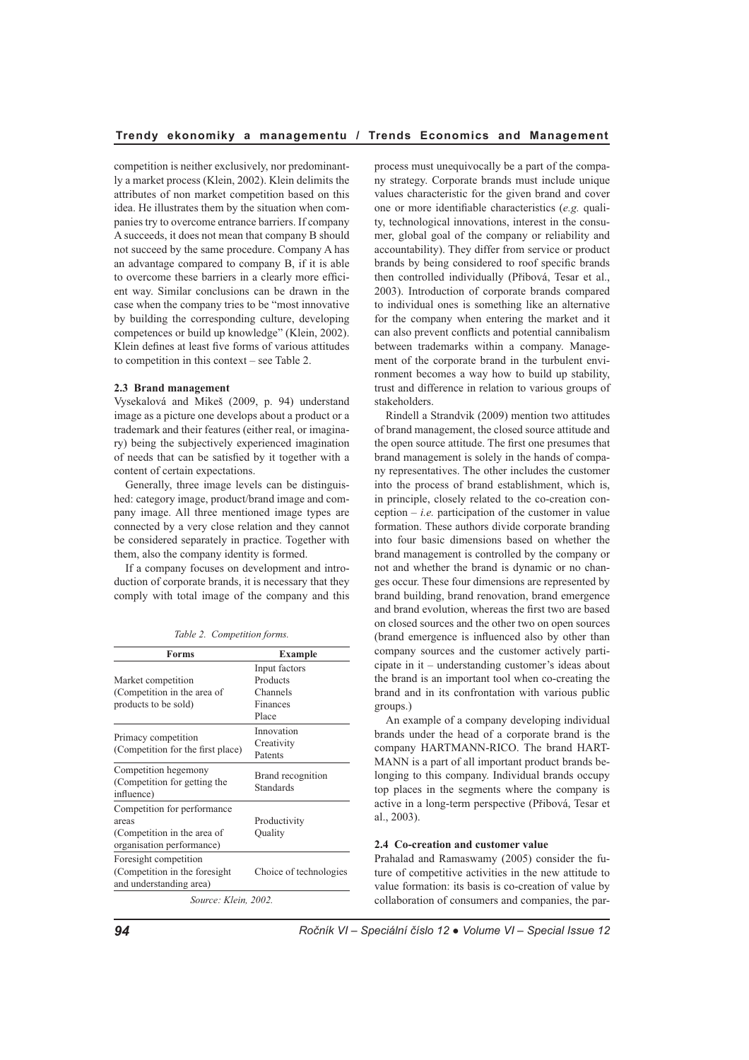competition is neither exclusively, nor predominantly a market process (Klein, 2002). Klein delimits the attributes of non market competition based on this idea. He illustrates them by the situation when companies try to overcome entrance barriers. If company A succeeds, it does not mean that company B should not succeed by the same procedure. Company A has an advantage compared to company B, if it is able to overcome these barriers in a clearly more efficient way. Similar conclusions can be drawn in the case when the company tries to be "most innovative by building the corresponding culture, developing competences or build up knowledge" (Klein, 2002). Klein defines at least five forms of various attitudes to competition in this context – see Table 2.

### 2.3 Brand management

Vysekalová and Mikeš (2009, p. 94) understand image as a picture one develops about a product or a trademark and their features (either real, or imaginary) being the subjectively experienced imagination of needs that can be satisfied by it together with a content of certain expectations.

Generally, three image levels can be distinguished: category image, product/brand image and company image. All three mentioned image types are connected by a very close relation and they cannot be considered separately in practice. Together with them, also the company identity is formed.

If a company focuses on development and introduction of corporate brands, it is necessary that they comply with total image of the company and this process must unequivocally be a part of the company strategy. Corporate brands must include unique values characteristic for the given brand and cover one or more identifiable characteristics (*e.g.* quality, technological innovations, interest in the consumer, global goal of the company or reliability and accountability). They differ from service or product brands by being considered to roof specific brands then controlled individually (Přibová, Tesar et al., 2003). Introduction of corporate brands compared to individual ones is something like an alternative for the company when entering the market and it can also prevent conflicts and potential cannibalism between trademarks within a company. Management of the corporate brand in the turbulent environment becomes a way how to build up stability, trust and difference in relation to various groups of stakeholders.

*Table 2. Competition forms.*

| Forms | Example |
|---|---|
| Market competition (Competition in the area of products to be sold) | Input factors<br>Products<br>Channels<br>Finances<br>Place |
| Primacy competition (Competition for the first place) | Innovation<br>Creativity<br>Patents |
| Competition hegemony (Competition for getting the influence) | Brand recognition<br>Standards |
| Competition for performance areas (Competition in the area of organisation performance) | Productivity<br>Quality |
| Foresight competition (Competition in the foresight and understanding area) | Choice of technologies |

*Source: Klein, 2002.*

Rindell a Strandvik (2009) mention two attitudes of brand management, the closed source attitude and the open source attitude. The first one presumes that brand management is solely in the hands of company representatives. The other includes the customer into the process of brand establishment, which is, in principle, closely related to the co-creation conception – *i.e.* participation of the customer in value formation. These authors divide corporate branding into four basic dimensions based on whether the brand management is controlled by the company or not and whether the brand is dynamic or no changes occur. These four dimensions are represented by brand building, brand renovation, brand emergence and brand evolution, whereas the first two are based on closed sources and the other two on open sources (brand emergence is influenced also by other than company sources and the customer actively participate in it – understanding customer's ideas about the brand is an important tool when co-creating the brand and in its confrontation with various public groups.)

An example of a company developing individual brands under the head of a corporate brand is the company HARTMANN-RICO. The brand HARTMANN is a part of all important product brands belonging to this company. Individual brands occupy top places in the segments where the company is active in a long-term perspective (Přibová, Tesar et al., 2003).

### 2.4 Co-creation and customer value

Prahalad and Ramaswamy (2005) consider the future of competitive activities in the new attitude to value formation: its basis is co-creation of value by collaboration of consumers and companies, the par-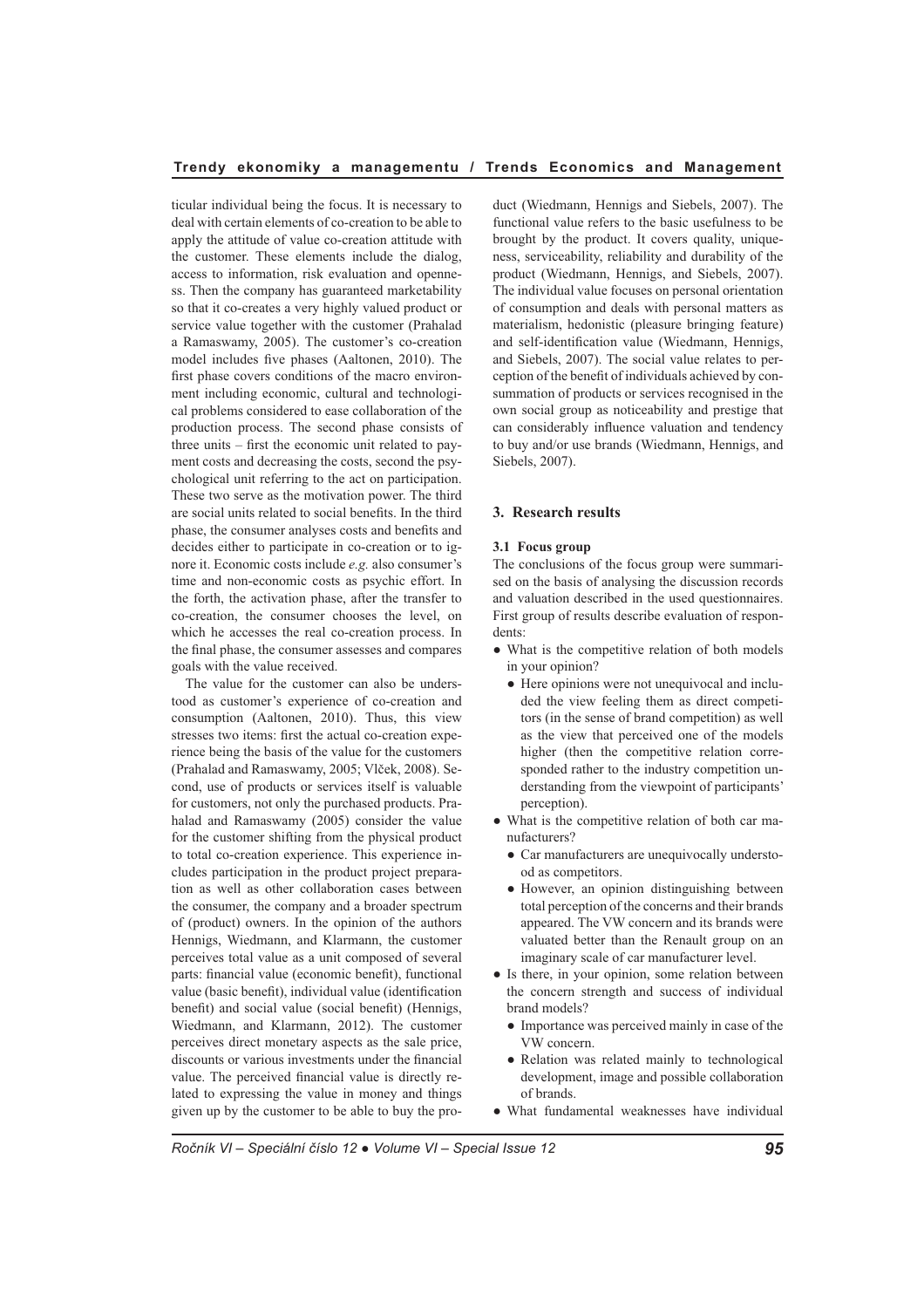ticular individual being the focus. It is necessary to deal with certain elements of co-creation to be able to apply the attitude of value co-creation attitude with the customer. These elements include the dialog, access to information, risk evaluation and openness. Then the company has guaranteed marketability so that it co-creates a very highly valued product or service value together with the customer (Prahalad a Ramaswamy, 2005). The customer's co-creation model includes five phases (Aaltonen, 2010). The first phase covers conditions of the macro environment including economic, cultural and technological problems considered to ease collaboration of the production process. The second phase consists of three units – first the economic unit related to payment costs and decreasing the costs, second the psychological unit referring to the act on participation. These two serve as the motivation power. The third are social units related to social benefits. In the third phase, the consumer analyses costs and benefits and decides either to participate in co-creation or to ignore it. Economic costs include *e.g.* also consumer's time and non-economic costs as psychic effort. In the forth, the activation phase, after the transfer to co-creation, the consumer chooses the level, on which he accesses the real co-creation process. In the final phase, the consumer assesses and compares goals with the value received.

The value for the customer can also be understood as customer's experience of co-creation and consumption (Aaltonen, 2010). Thus, this view stresses two items: first the actual co-creation experience being the basis of the value for the customers (Prahalad and Ramaswamy, 2005; Vlček, 2008). Second, use of products or services itself is valuable for customers, not only the purchased products. Prahalad and Ramaswamy (2005) consider the value for the customer shifting from the physical product to total co-creation experience. This experience includes participation in the product project preparation as well as other collaboration cases between the consumer, the company and a broader spectrum of (product) owners. In the opinion of the authors Hennigs, Wiedmann, and Klarmann, the customer perceives total value as a unit composed of several parts: financial value (economic benefit), functional value (basic benefit), individual value (identification benefit) and social value (social benefit) (Hennigs, Wiedmann, and Klarmann, 2012). The customer perceives direct monetary aspects as the sale price, discounts or various investments under the financial value. The perceived financial value is directly related to expressing the value in money and things given up by the customer to be able to buy the product (Wiedmann, Hennigs and Siebels, 2007). The functional value refers to the basic usefulness to be brought by the product. It covers quality, uniqueness, serviceability, reliability and durability of the product (Wiedmann, Hennigs, and Siebels, 2007). The individual value focuses on personal orientation of consumption and deals with personal matters as materialism, hedonistic (pleasure bringing feature) and self-identification value (Wiedmann, Hennigs, and Siebels, 2007). The social value relates to perception of the benefit of individuals achieved by consummation of products or services recognised in the own social group as noticeability and prestige that can considerably influence valuation and tendency to buy and/or use brands (Wiedmann, Hennigs, and Siebels, 2007).

## 3. Research results

### 3.1 Focus group

The conclusions of the focus group were summarised on the basis of analysing the discussion records and valuation described in the used questionnaires. First group of results describe evaluation of respondents:

- What is the competitive relation of both models in your opinion?
  - Here opinions were not unequivocal and included the view feeling them as direct competitors (in the sense of brand competition) as well as the view that perceived one of the models higher (then the competitive relation corresponded rather to the industry competition understanding from the viewpoint of participants' perception).
- What is the competitive relation of both car manufacturers?
  - Car manufacturers are unequivocally understood as competitors.
  - However, an opinion distinguishing between total perception of the concerns and their brands appeared. The VW concern and its brands were valuated better than the Renault group on an imaginary scale of car manufacturer level.
- Is there, in your opinion, some relation between the concern strength and success of individual brand models?
  - Importance was perceived mainly in case of the VW concern.
  - Relation was related mainly to technological development, image and possible collaboration of brands.
- What fundamental weaknesses have individual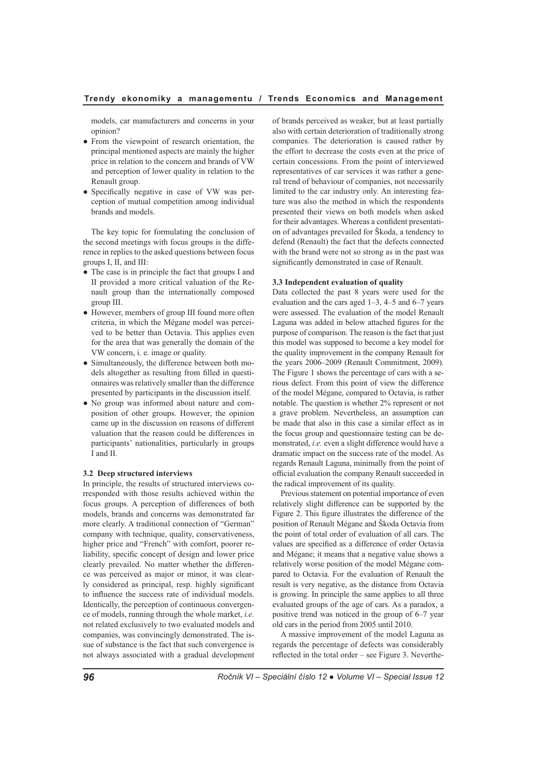models, car manufacturers and concerns in your opinion?

- From the viewpoint of research orientation, the principal mentioned aspects are mainly the higher price in relation to the concern and brands of VW and perception of lower quality in relation to the Renault group.
- Specifically negative in case of VW was perception of mutual competition among individual brands and models.

The key topic for formulating the conclusion of the second meetings with focus groups is the difference in replies to the asked questions between focus groups I, II, and III:

- The case is in principle the fact that groups I and II provided a more critical valuation of the Renault group than the internationally composed group III.
- However, members of group III found more often criteria, in which the Mégane model was perceived to be better than Octavia. This applies even for the area that was generally the domain of the VW concern, i. e. image or quality.
- Simultaneously, the difference between both models altogether as resulting from filled in questionnaires was relatively smaller than the difference presented by participants in the discussion itself.
- No group was informed about nature and composition of other groups. However, the opinion came up in the discussion on reasons of different valuation that the reason could be differences in participants' nationalities, particularly in groups I and II.

### 3.2 Deep structured interviews

In principle, the results of structured interviews corresponded with those results achieved within the focus groups. A perception of differences of both models, brands and concerns was demonstrated far more clearly. A traditional connection of "German" company with technique, quality, conservativeness, higher price and "French" with comfort, poorer reliability, specific concept of design and lower price clearly prevailed. No matter whether the difference was perceived as major or minor, it was clearly considered as principal, resp. highly significant to influence the success rate of individual models. Identically, the perception of continuous convergence of models, running through the whole market, *i.e.* not related exclusively to two evaluated models and companies, was convincingly demonstrated. The issue of substance is the fact that such convergence is not always associated with a gradual development of brands perceived as weaker, but at least partially also with certain deterioration of traditionally strong companies. The deterioration is caused rather by the effort to decrease the costs even at the price of certain concessions. From the point of interviewed representatives of car services it was rather a general trend of behaviour of companies, not necessarily limited to the car industry only. An interesting feature was also the method in which the respondents presented their views on both models when asked for their advantages. Whereas a confident presentation of advantages prevailed for Škoda, a tendency to defend (Renault) the fact that the defects connected with the brand were not so strong as in the past was significantly demonstrated in case of Renault.

### 3.3 Independent evaluation of quality

Data collected the past 8 years were used for the evaluation and the cars aged 1–3, 4–5 and 6–7 years were assessed. The evaluation of the model Renault Laguna was added in below attached figures for the purpose of comparison. The reason is the fact that just this model was supposed to become a key model for the quality improvement in the company Renault for the years 2006–2009 (Renault Commitment, 2009). The Figure 1 shows the percentage of cars with a serious defect. From this point of view the difference of the model Mégane, compared to Octavia, is rather notable. The question is whether 2% represent or not a grave problem. Nevertheless, an assumption can be made that also in this case a similar effect as in the focus group and questionnaire testing can be demonstrated, *i.e.* even a slight difference would have a dramatic impact on the success rate of the model. As regards Renault Laguna, minimally from the point of official evaluation the company Renault succeeded in the radical improvement of its quality.

Previous statement on potential importance of even relatively slight difference can be supported by the Figure 2. This figure illustrates the difference of the position of Renault Mégane and Škoda Octavia from the point of total order of evaluation of all cars. The values are specified as a difference of order Octavia and Mégane; it means that a negative value shows a relatively worse position of the model Mégane compared to Octavia. For the evaluation of Renault the result is very negative, as the distance from Octavia is growing. In principle the same applies to all three evaluated groups of the age of cars. As a paradox, a positive trend was noticed in the group of 6–7 year old cars in the period from 2005 until 2010.

A massive improvement of the model Laguna as regards the percentage of defects was considerably reflected in the total order – see Figure 3. Neverthe-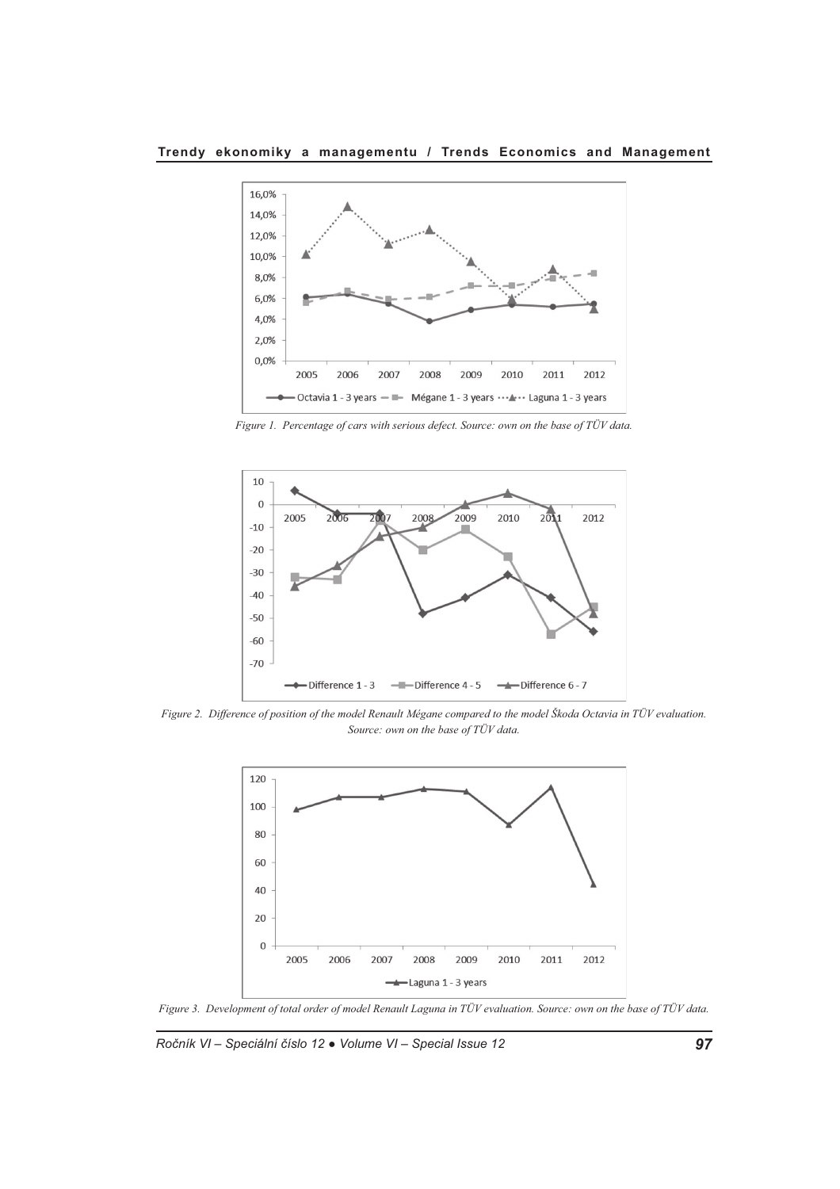Figure 1. Percentage of cars with serious defect. Source: own on the base of TÜV data.

Figure 2. Difference of position of the model Renault Mégane compared to the model Škoda Octavia in TÜV evaluation. Source: own on the base of TÜV data.

Figure 3. Development of total order of model Renault Laguna in TÜV evaluation. Source: own on the base of TÜV data.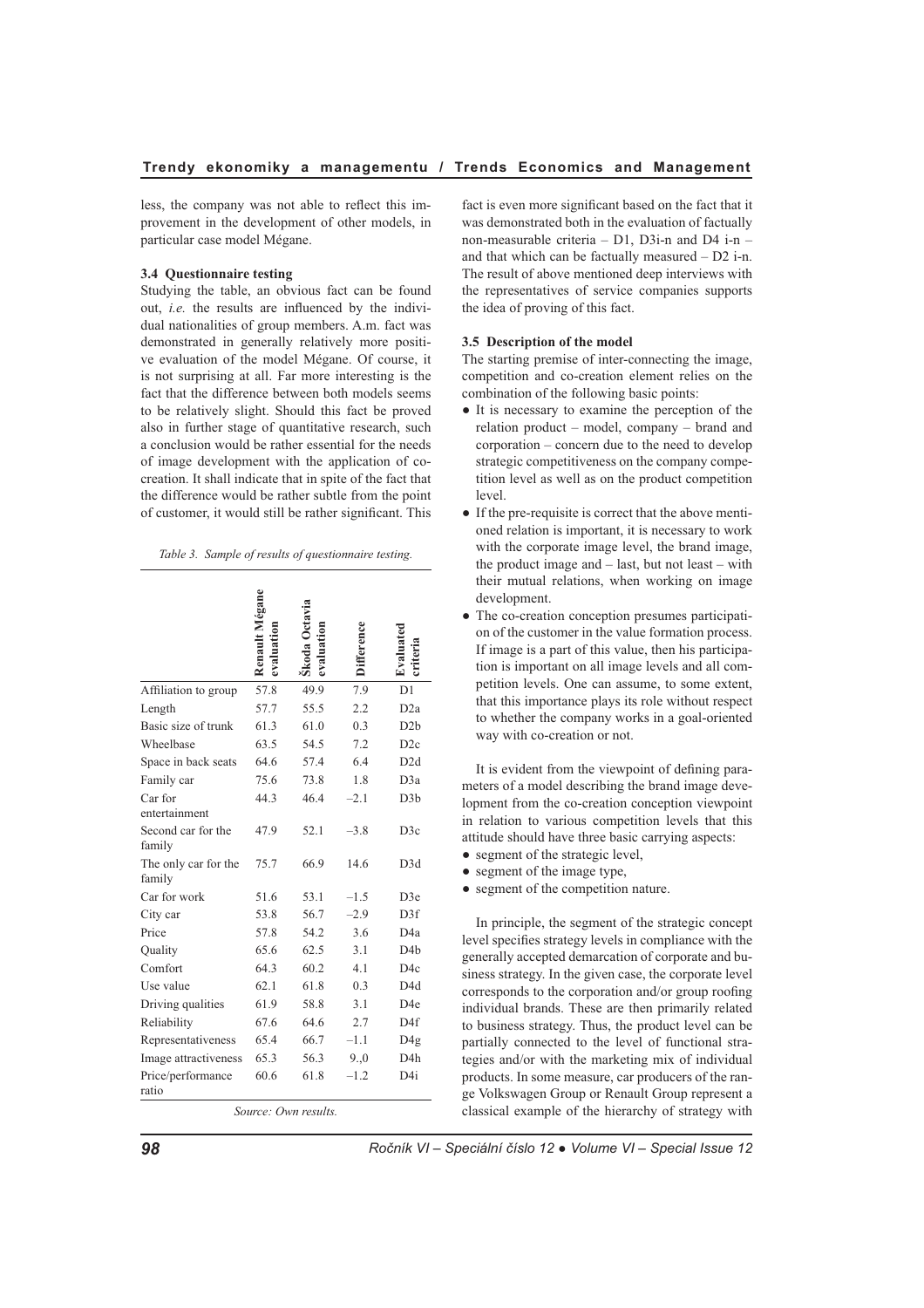less, the company was not able to reflect this improvement in the development of other models, in particular case model Mégane.

### 3.4 Questionnaire testing

Studying the table, an obvious fact can be found out, *i.e.* the results are influenced by the individual nationalities of group members. A.m. fact was demonstrated in generally relatively more positive evaluation of the model Mégane. Of course, it is not surprising at all. Far more interesting is the fact that the difference between both models seems to be relatively slight. Should this fact be proved also in further stage of quantitative research, such a conclusion would be rather essential for the needs of image development with the application of co-creation. It shall indicate that in spite of the fact that the difference would be rather subtle from the point of customer, it would still be rather significant. This fact is even more significant based on the fact that it was demonstrated both in the evaluation of factually non-measurable criteria – D1, D3i-n and D4 i-n – and that which can be factually measured – D2 i-n. The result of above mentioned deep interviews with the representatives of service companies supports the idea of proving of this fact.

*Table 3. Sample of results of questionnaire testing.*

| | Renault Mégane evaluation | Škoda Octavia evaluation | Difference | Evaluated criteria |
|---|---|---|---|---|
| Affiliation to group | 57.8 | 49.9 | 7.9 | D1 |
| Length | 57.7 | 55.5 | 2.2 | D2a |
| Basic size of trunk | 61.3 | 61.0 | 0.3 | D2b |
| Wheelbase | 63.5 | 54.5 | 7.2 | D2c |
| Space in back seats | 64.6 | 57.4 | 6.4 | D2d |
| Family car | 75.6 | 73.8 | 1.8 | D3a |
| Car for entertainment | 44.3 | 46.4 | –2.1 | D3b |
| Second car for the family | 47.9 | 52.1 | –3.8 | D3c |
| The only car for the family | 75.7 | 66.9 | 14.6 | D3d |
| Car for work | 51.6 | 53.1 | –1.5 | D3e |
| City car | 53.8 | 56.7 | –2.9 | D3f |
| Price | 57.8 | 54.2 | 3.6 | D4a |
| Quality | 65.6 | 62.5 | 3.1 | D4b |
| Comfort | 64.3 | 60.2 | 4.1 | D4c |
| Use value | 62.1 | 61.8 | 0.3 | D4d |
| Driving qualities | 61.9 | 58.8 | 3.1 | D4e |
| Reliability | 67.6 | 64.6 | 2.7 | D4f |
| Representativeness | 65.4 | 66.7 | –1.1 | D4g |
| Image attractiveness | 65.3 | 56.3 | 9.,0 | D4h |
| Price/performance ratio | 60.6 | 61.8 | –1.2 | D4i |

*Source: Own results.*

### 3.5 Description of the model

The starting premise of inter-connecting the image, competition and co-creation element relies on the combination of the following basic points:

- It is necessary to examine the perception of the relation product – model, company – brand and corporation – concern due to the need to develop strategic competitiveness on the company competition level as well as on the product competition level.
- If the pre-requisite is correct that the above mentioned relation is important, it is necessary to work with the corporate image level, the brand image, the product image and – last, but not least – with their mutual relations, when working on image development.
- The co-creation conception presumes participation of the customer in the value formation process. If image is a part of this value, then his participation is important on all image levels and all competition levels. One can assume, to some extent, that this importance plays its role without respect to whether the company works in a goal-oriented way with co-creation or not.

It is evident from the viewpoint of defining parameters of a model describing the brand image development from the co-creation conception viewpoint in relation to various competition levels that this attitude should have three basic carrying aspects:

- segment of the strategic level,
- segment of the image type,
- segment of the competition nature.

In principle, the segment of the strategic concept level specifies strategy levels in compliance with the generally accepted demarcation of corporate and business strategy. In the given case, the corporate level corresponds to the corporation and/or group roofing individual brands. These are then primarily related to business strategy. Thus, the product level can be partially connected to the level of functional strategies and/or with the marketing mix of individual products. In some measure, car producers of the range Volkswagen Group or Renault Group represent a classical example of the hierarchy of strategy with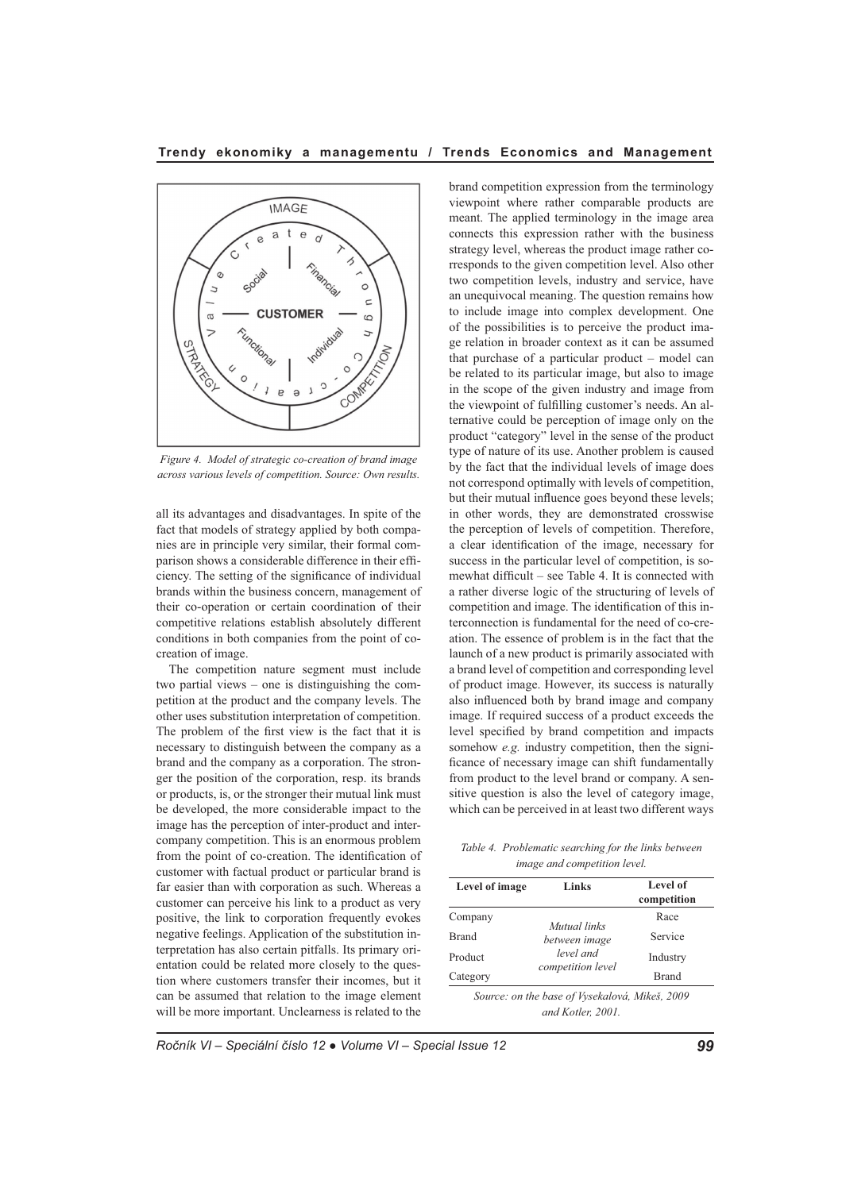Figure 4. Model of strategic co-creation of brand image across various levels of competition. Source: Own results.

all its advantages and disadvantages. In spite of the fact that models of strategy applied by both companies are in principle very similar, their formal comparison shows a considerable difference in their efficiency. The setting of the significance of individual brands within the business concern, management of their co-operation or certain coordination of their competitive relations establish absolutely different conditions in both companies from the point of co-creation of image.

The competition nature segment must include two partial views – one is distinguishing the competition at the product and the company levels. The other uses substitution interpretation of competition. The problem of the first view is the fact that it is necessary to distinguish between the company as a brand and the company as a corporation. The stronger the position of the corporation, resp. its brands or products, is, or the stronger their mutual link must be developed, the more considerable impact to the image has the perception of inter-product and inter-company competition. This is an enormous problem from the point of co-creation. The identification of customer with factual product or particular brand is far easier than with corporation as such. Whereas a customer can perceive his link to a product as very positive, the link to corporation frequently evokes negative feelings. Application of the substitution interpretation has also certain pitfalls. Its primary orientation could be related more closely to the question where customers transfer their incomes, but it can be assumed that relation to the image element will be more important. Unclearness is related to the brand competition expression from the terminology viewpoint where rather comparable products are meant. The applied terminology in the image area connects this expression rather with the business strategy level, whereas the product image rather corresponds to the given competition level. Also other two competition levels, industry and service, have an unequivocal meaning. The question remains how to include image into complex development. One of the possibilities is to perceive the product image relation in broader context as it can be assumed that purchase of a particular product – model can be related to its particular image, but also to image in the scope of the given industry and image from the viewpoint of fulfilling customer's needs. An alternative could be perception of image only on the product "category" level in the sense of the product type of nature of its use. Another problem is caused by the fact that the individual levels of image does not correspond optimally with levels of competition, but their mutual influence goes beyond these levels; in other words, they are demonstrated crosswise the perception of levels of competition. Therefore, a clear identification of the image, necessary for success in the particular level of competition, is somewhat difficult – see Table 4. It is connected with a rather diverse logic of the structuring of levels of competition and image. The identification of this interconnection is fundamental for the need of co-creation. The essence of problem is in the fact that the launch of a new product is primarily associated with a brand level of competition and corresponding level of product image. However, its success is naturally also influenced both by brand image and company image. If required success of a product exceeds the level specified by brand competition and impacts somehow *e.g.* industry competition, then the significance of necessary image can shift fundamentally from product to the level brand or company. A sensitive question is also the level of category image, which can be perceived in at least two different ways

*Table 4. Problematic searching for the links between image and competition level.*

| Level of image | Links | Level of competition |
|---|---|---|
| Company | *Mutual links between image level and competition level* | Race |
| Brand | | Service |
| Product | | Industry |
| Category | | Brand |

*Source: on the base of Vysekalová, Mikeš, 2009 and Kotler, 2001.*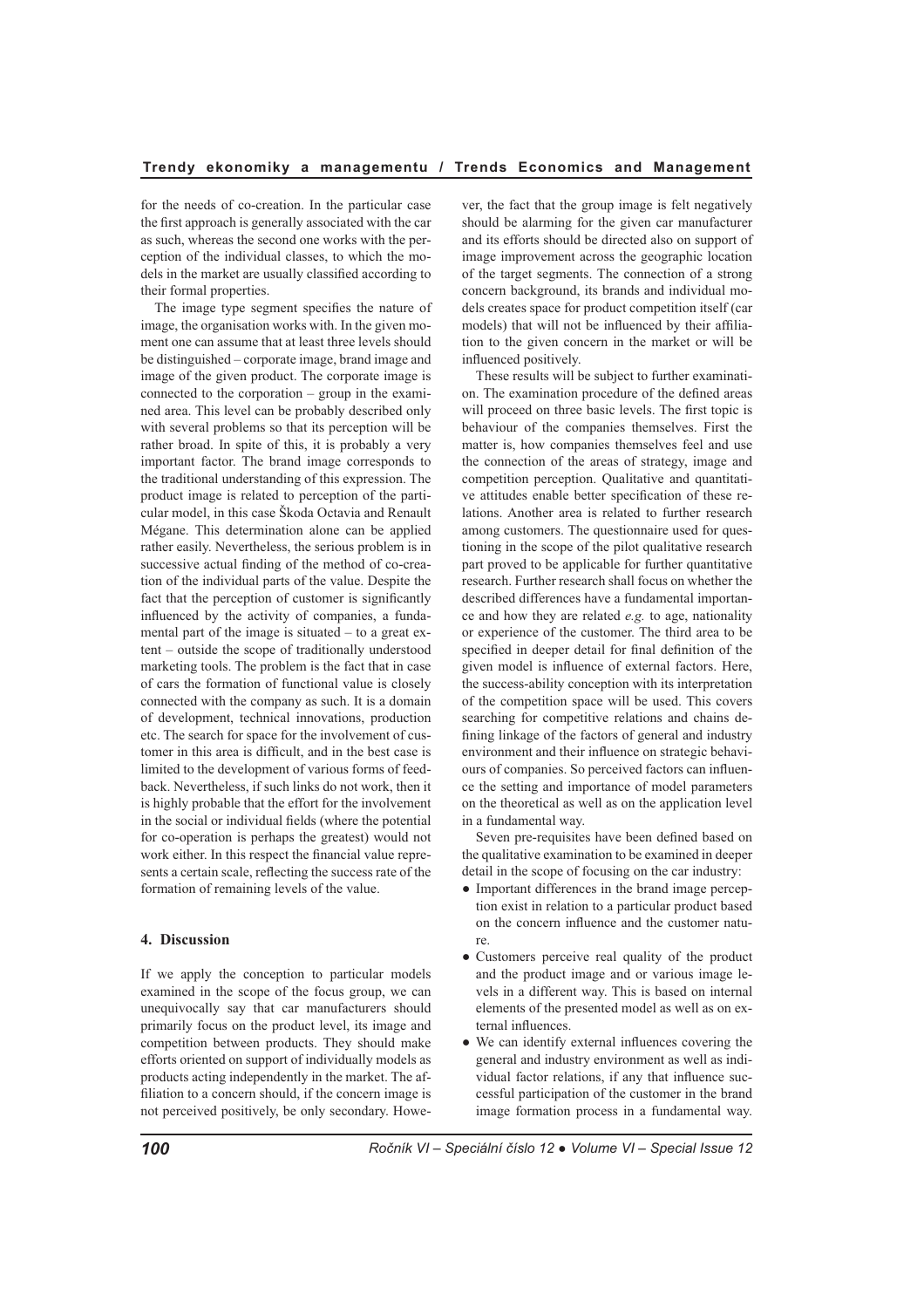for the needs of co-creation. In the particular case the first approach is generally associated with the car as such, whereas the second one works with the perception of the individual classes, to which the models in the market are usually classified according to their formal properties.

The image type segment specifies the nature of image, the organisation works with. In the given moment one can assume that at least three levels should be distinguished – corporate image, brand image and image of the given product. The corporate image is connected to the corporation – group in the examined area. This level can be probably described only with several problems so that its perception will be rather broad. In spite of this, it is probably a very important factor. The brand image corresponds to the traditional understanding of this expression. The product image is related to perception of the particular model, in this case Škoda Octavia and Renault Mégane. This determination alone can be applied rather easily. Nevertheless, the serious problem is in successive actual finding of the method of co-creation of the individual parts of the value. Despite the fact that the perception of customer is significantly influenced by the activity of companies, a fundamental part of the image is situated – to a great extent – outside the scope of traditionally understood marketing tools. The problem is the fact that in case of cars the formation of functional value is closely connected with the company as such. It is a domain of development, technical innovations, production etc. The search for space for the involvement of customer in this area is difficult, and in the best case is limited to the development of various forms of feedback. Nevertheless, if such links do not work, then it is highly probable that the effort for the involvement in the social or individual fields (where the potential for co-operation is perhaps the greatest) would not work either. In this respect the financial value represents a certain scale, reflecting the success rate of the formation of remaining levels of the value.

## 4. Discussion

If we apply the conception to particular models examined in the scope of the focus group, we can unequivocally say that car manufacturers should primarily focus on the product level, its image and competition between products. They should make efforts oriented on support of individually models as products acting independently in the market. The affiliation to a concern should, if the concern image is not perceived positively, be only secondary. However, the fact that the group image is felt negatively should be alarming for the given car manufacturer and its efforts should be directed also on support of image improvement across the geographic location of the target segments. The connection of a strong concern background, its brands and individual models creates space for product competition itself (car models) that will not be influenced by their affiliation to the given concern in the market or will be influenced positively.

These results will be subject to further examination. The examination procedure of the defined areas will proceed on three basic levels. The first topic is behaviour of the companies themselves. First the matter is, how companies themselves feel and use the connection of the areas of strategy, image and competition perception. Qualitative and quantitative attitudes enable better specification of these relations. Another area is related to further research among customers. The questionnaire used for questioning in the scope of the pilot qualitative research part proved to be applicable for further quantitative research. Further research shall focus on whether the described differences have a fundamental importance and how they are related *e.g.* to age, nationality or experience of the customer. The third area to be specified in deeper detail for final definition of the given model is influence of external factors. Here, the success-ability conception with its interpretation of the competition space will be used. This covers searching for competitive relations and chains defining linkage of the factors of general and industry environment and their influence on strategic behaviours of companies. So perceived factors can influence the setting and importance of model parameters on the theoretical as well as on the application level in a fundamental way.

Seven pre-requisites have been defined based on the qualitative examination to be examined in deeper detail in the scope of focusing on the car industry:

- Important differences in the brand image perception exist in relation to a particular product based on the concern influence and the customer nature.
- Customers perceive real quality of the product and the product image and or various image levels in a different way. This is based on internal elements of the presented model as well as on external influences.
- We can identify external influences covering the general and industry environment as well as individual factor relations, if any that influence successful participation of the customer in the brand image formation process in a fundamental way.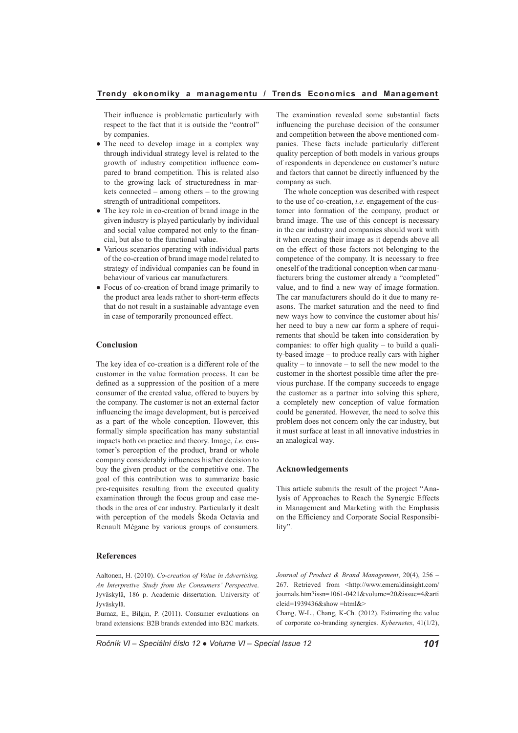Their influence is problematic particularly with respect to the fact that it is outside the "control" by companies.

- The need to develop image in a complex way through individual strategy level is related to the growth of industry competition influence compared to brand competition. This is related also to the growing lack of structuredness in markets connected – among others – to the growing strength of untraditional competitors.
- The key role in co-creation of brand image in the given industry is played particularly by individual and social value compared not only to the financial, but also to the functional value.
- Various scenarios operating with individual parts of the co-creation of brand image model related to strategy of individual companies can be found in behaviour of various car manufacturers.
- Focus of co-creation of brand image primarily to the product area leads rather to short-term effects that do not result in a sustainable advantage even in case of temporarily pronounced effect.

## Conclusion

The key idea of co-creation is a different role of the customer in the value formation process. It can be defined as a suppression of the position of a mere consumer of the created value, offered to buyers by the company. The customer is not an external factor influencing the image development, but is perceived as a part of the whole conception. However, this formally simple specification has many substantial impacts both on practice and theory. Image, *i.e.* customer's perception of the product, brand or whole company considerably influences his/her decision to buy the given product or the competitive one. The goal of this contribution was to summarize basic pre-requisites resulting from the executed quality examination through the focus group and case methods in the area of car industry. Particularly it dealt with perception of the models Škoda Octavia and Renault Mégane by various groups of consumers. The examination revealed some substantial facts influencing the purchase decision of the consumer and competition between the above mentioned companies. These facts include particularly different quality perception of both models in various groups of respondents in dependence on customer's nature and factors that cannot be directly influenced by the company as such.

The whole conception was described with respect to the use of co-creation, *i.e.* engagement of the customer into formation of the company, product or brand image. The use of this concept is necessary in the car industry and companies should work with it when creating their image as it depends above all on the effect of those factors not belonging to the competence of the company. It is necessary to free oneself of the traditional conception when car manufacturers bring the customer already a "completed" value, and to find a new way of image formation. The car manufacturers should do it due to many reasons. The market saturation and the need to find new ways how to convince the customer about his/her need to buy a new car form a sphere of requirements that should be taken into consideration by companies: to offer high quality – to build a quality-based image – to produce really cars with higher quality – to innovate – to sell the new model to the customer in the shortest possible time after the previous purchase. If the company succeeds to engage the customer as a partner into solving this sphere, a completely new conception of value formation could be generated. However, the need to solve this problem does not concern only the car industry, but it must surface at least in all innovative industries in an analogical way.

## Acknowledgements

This article submits the result of the project "Analysis of Approaches to Reach the Synergic Effects in Management and Marketing with the Emphasis on the Efficiency and Corporate Social Responsibility".

## References

Aaltonen, H. (2010). *Co-creation of Value in Advertising. An Interpretive Study from the Consumers' Perspective*. Jyväskylä, 186 p. Academic dissertation. University of Jyväskylä.

Burnaz, E., Bilgin, P. (2011). Consumer evaluations on brand extensions: B2B brands extended into B2C markets. *Journal of Product & Brand Management*, 20(4), 256 – 267. Retrieved from <http://www.emeraldinsight.com/journals.htm?issn=1061-0421&volume=20&issue=4&articleid=1939436&show =html&>

Chang, W-L., Chang, K-Ch. (2012). Estimating the value of corporate co-branding synergies. *Kybernetes*, 41(1/2),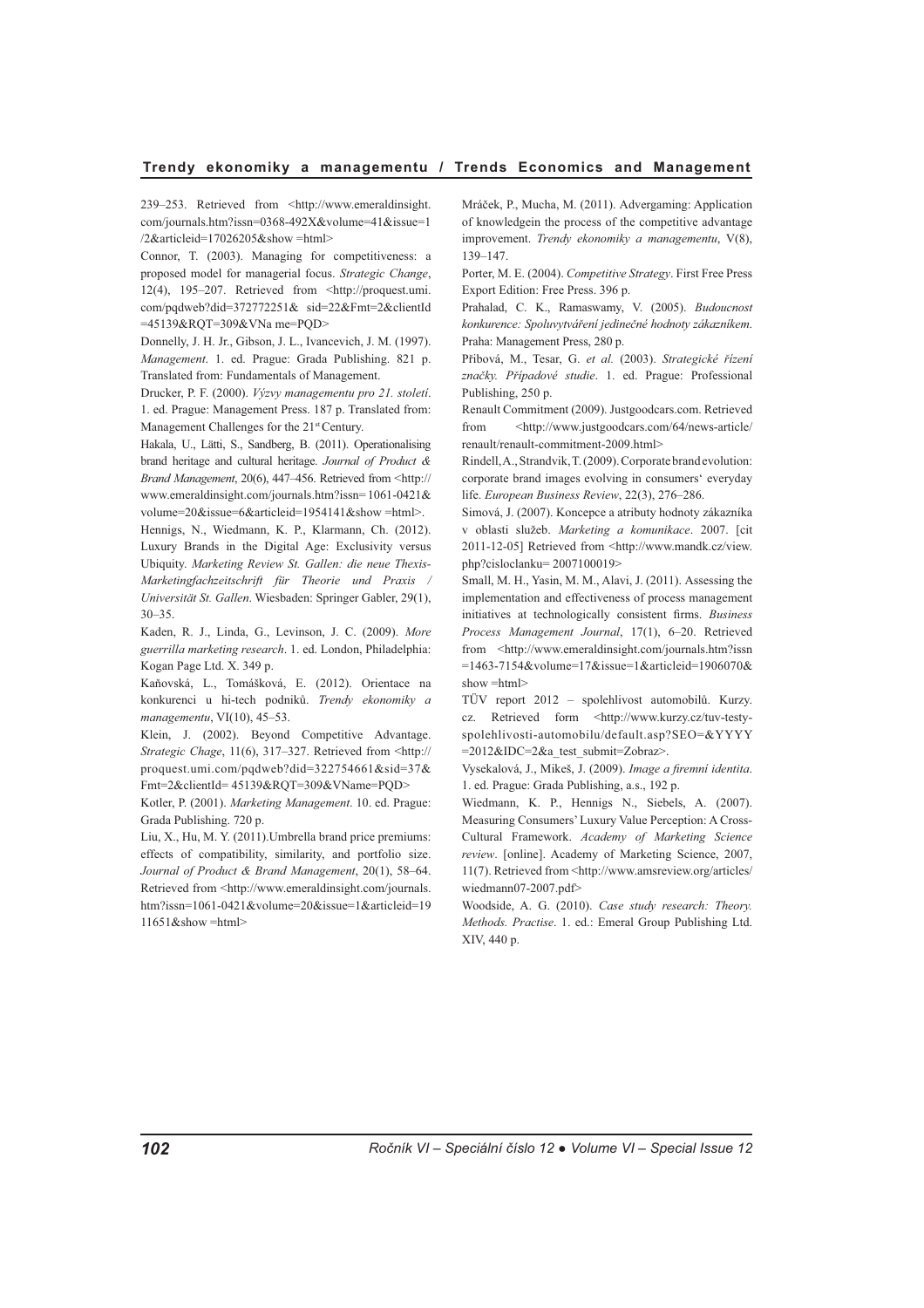239–253. Retrieved from <http://www.emeraldinsight.com/journals.htm?issn=0368-492X&volume=41&issue=1/2&articleid=17026205&show =html>

Connor, T. (2003). Managing for competitiveness: a proposed model for managerial focus. *Strategic Change*, 12(4), 195–207. Retrieved from <http://proquest.umi.com/pqdweb?did=372772251& sid=22&Fmt=2&clientId=45139&RQT=309&VNa me=PQD>

Donnelly, J. H. Jr., Gibson, J. L., Ivancevich, J. M. (1997). *Management*. 1. ed. Prague: Grada Publishing. 821 p. Translated from: Fundamentals of Management.

Drucker, P. F. (2000). *Výzvy managementu pro 21. století*. 1. ed. Prague: Management Press. 187 p. Translated from: Management Challenges for the 21st Century.

Hakala, U., Lätti, S., Sandberg, B. (2011). Operationalising brand heritage and cultural heritage. *Journal of Product & Brand Management*, 20(6), 447–456. Retrieved from <http://www.emeraldinsight.com/journals.htm?issn= 1061-0421&volume=20&issue=6&articleid=1954141&show =html>.

Hennigs, N., Wiedmann, K. P., Klarmann, Ch. (2012). Luxury Brands in the Digital Age: Exclusivity versus Ubiquity. *Marketing Review St. Gallen: die neue Thexis-Marketingfachzeitschrift für Theorie und Praxis / Universität St. Gallen*. Wiesbaden: Springer Gabler, 29(1), 30–35.

Kaden, R. J., Linda, G., Levinson, J. C. (2009). *More guerrilla marketing research*. 1. ed. London, Philadelphia: Kogan Page Ltd. X. 349 p.

Kaňovská, L., Tomášková, E. (2012). Orientace na konkurenci u hi-tech podniků. *Trendy ekonomiky a managementu*, VI(10), 45–53.

Klein, J. (2002). Beyond Competitive Advantage. *Strategic Chage*, 11(6), 317–327. Retrieved from <http://proquest.umi.com/pqdweb?did=322754661&sid=37&Fmt=2&clientId= 45139&RQT=309&VName=PQD>

Kotler, P. (2001). *Marketing Management*. 10. ed. Prague: Grada Publishing. 720 p.

Liu, X., Hu, M. Y. (2011).Umbrella brand price premiums: effects of compatibility, similarity, and portfolio size. *Journal of Product & Brand Management*, 20(1), 58–64. Retrieved from <http://www.emeraldinsight.com/journals.htm?issn=1061-0421&volume=20&issue=1&articleid=1911651&show =html>

Mráček, P., Mucha, M. (2011). Advergaming: Application of knowledgein the process of the competitive advantage improvement. *Trendy ekonomiky a managementu*, V(8), 139–147.

Porter, M. E. (2004). *Competitive Strategy*. First Free Press Export Edition: Free Press. 396 p.

Prahalad, C. K., Ramaswamy, V. (2005). *Budoucnost konkurence: Spoluvytváření jedinečné hodnoty zákazníkem*. Praha: Management Press, 280 p.

Přibová, M., Tesar, G. *et al.* (2003). *Strategické řízení značky. Případové studie*. 1. ed. Prague: Professional Publishing, 250 p.

Renault Commitment (2009). Justgoodcars.com. Retrieved from <http://www.justgoodcars.com/64/news-article/renault/renault-commitment-2009.html>

Rindell, A., Strandvik, T. (2009). Corporate brand evolution: corporate brand images evolving in consumers' everyday life. *European Business Review*, 22(3), 276–286.

Simová, J. (2007). Koncepce a atributy hodnoty zákazníka v oblasti služeb. *Marketing a komunikace*. 2007. [cit 2011-12-05] Retrieved from <http://www.mandk.cz/view.php?cisloclanku= 2007100019>

Small, M. H., Yasin, M. M., Alavi, J. (2011). Assessing the implementation and effectiveness of process management initiatives at technologically consistent firms. *Business Process Management Journal*, 17(1), 6–20. Retrieved from <http://www.emeraldinsight.com/journals.htm?issn=1463-7154&volume=17&issue=1&articleid=1906070&show =html>

TÜV report 2012 – spolehlivost automobilů. Kurzy.cz. Retrieved form <http://www.kurzy.cz/tuv-testy-spolehlivosti-automobilu/default.asp?SEO=&YYYY=2012&IDC=2&a_test_submit=Zobraz>.

Vysekalová, J., Mikeš, J. (2009). *Image a firemní identita*. 1. ed. Prague: Grada Publishing, a.s., 192 p.

Wiedmann, K. P., Hennigs N., Siebels, A. (2007). Measuring Consumers' Luxury Value Perception: A Cross-Cultural Framework. *Academy of Marketing Science review*. [online]. Academy of Marketing Science, 2007, 11(7). Retrieved from <http://www.amsreview.org/articles/wiedmann07-2007.pdf>

Woodside, A. G. (2010). *Case study research: Theory. Methods. Practise*. 1. ed.: Emeral Group Publishing Ltd. XIV, 440 p.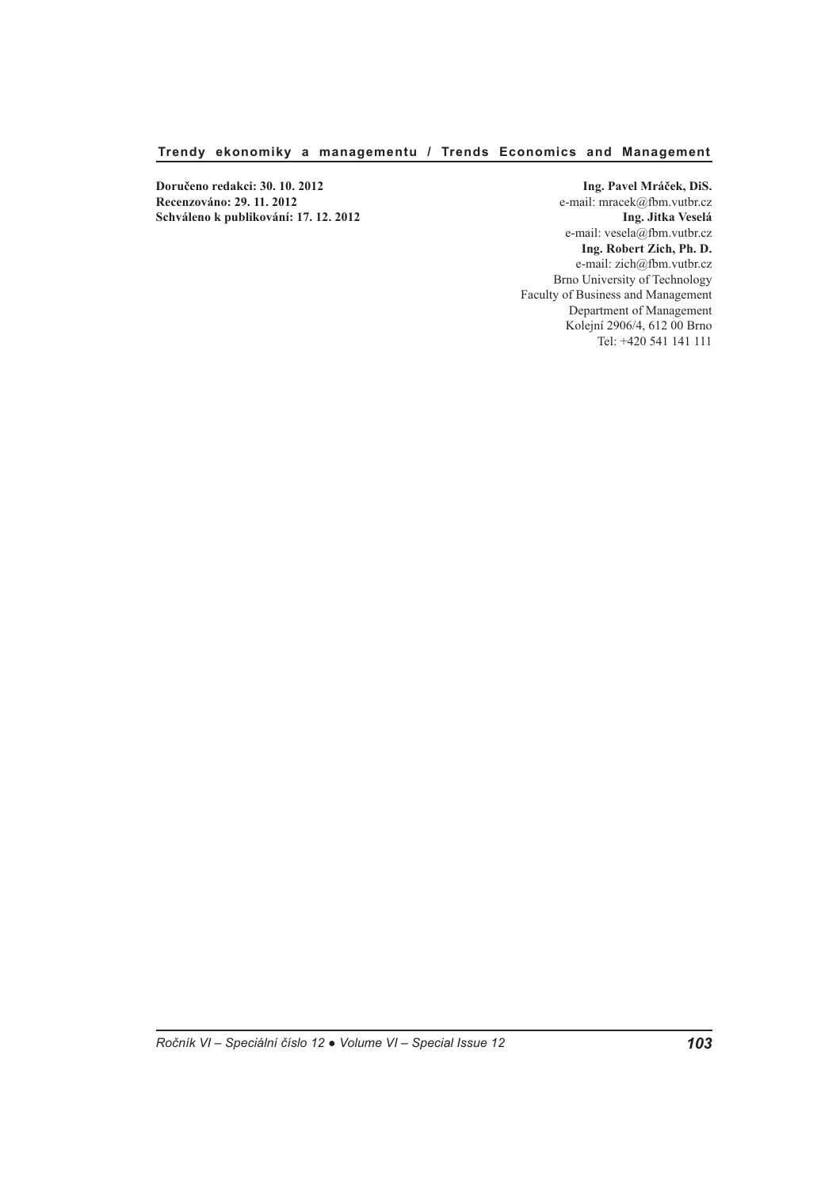**Doručeno redakci: 30. 10. 2012**
**Recenzováno: 29. 11. 2012**
**Schváleno k publikování: 17. 12. 2012**

**Ing. Pavel Mráček, DiS.**
e-mail: mracek@fbm.vutbr.cz
**Ing. Jitka Veselá**
e-mail: vesela@fbm.vutbr.cz
**Ing. Robert Zich, Ph. D.**
e-mail: zich@fbm.vutbr.cz
Brno University of Technology
Faculty of Business and Management
Department of Management
Kolejní 2906/4, 612 00 Brno
Tel: +420 541 141 111